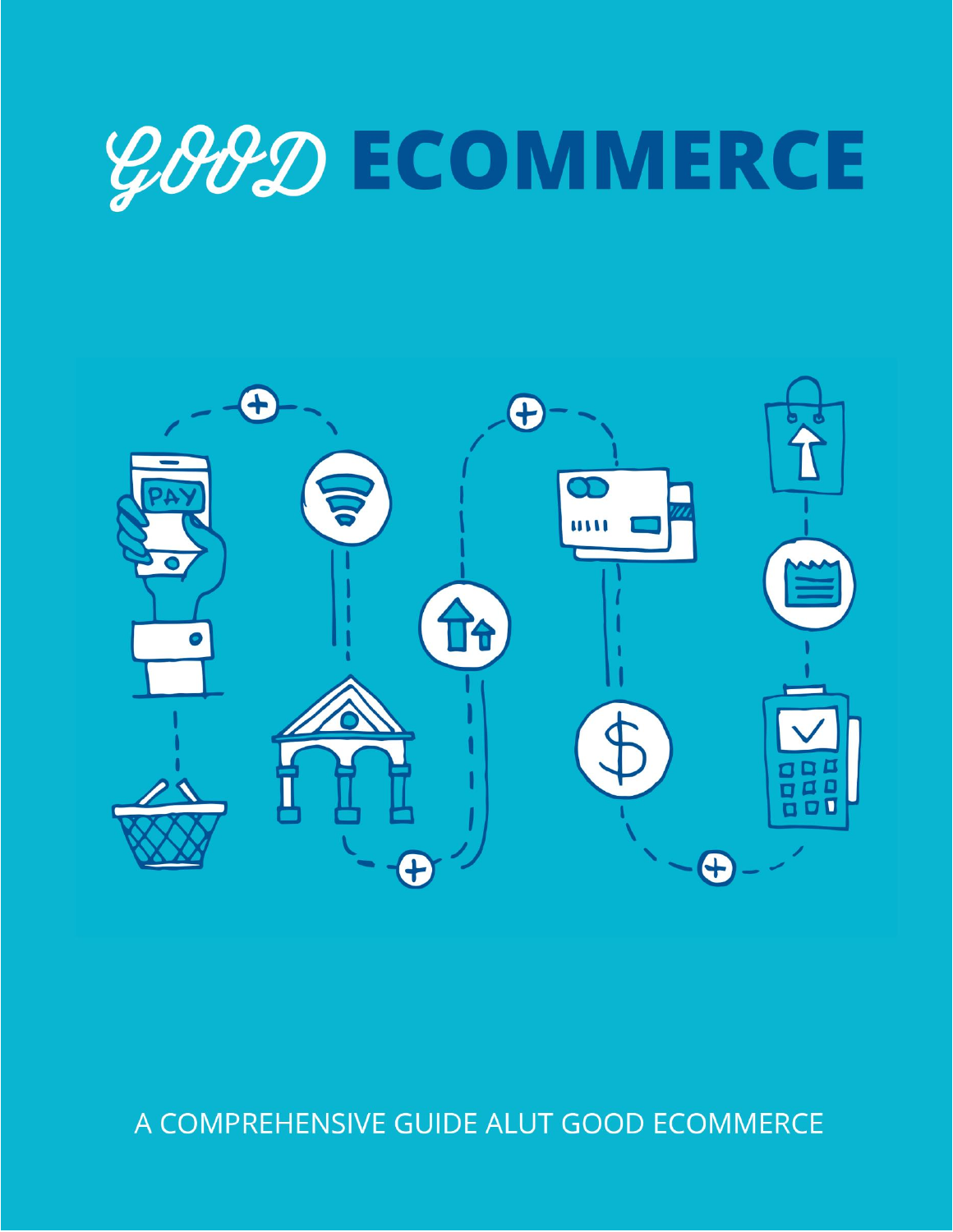# GOOD ECOMMERCE

A COMPREHENSIVE GUIDE ALUT GOOD ECOMMERCE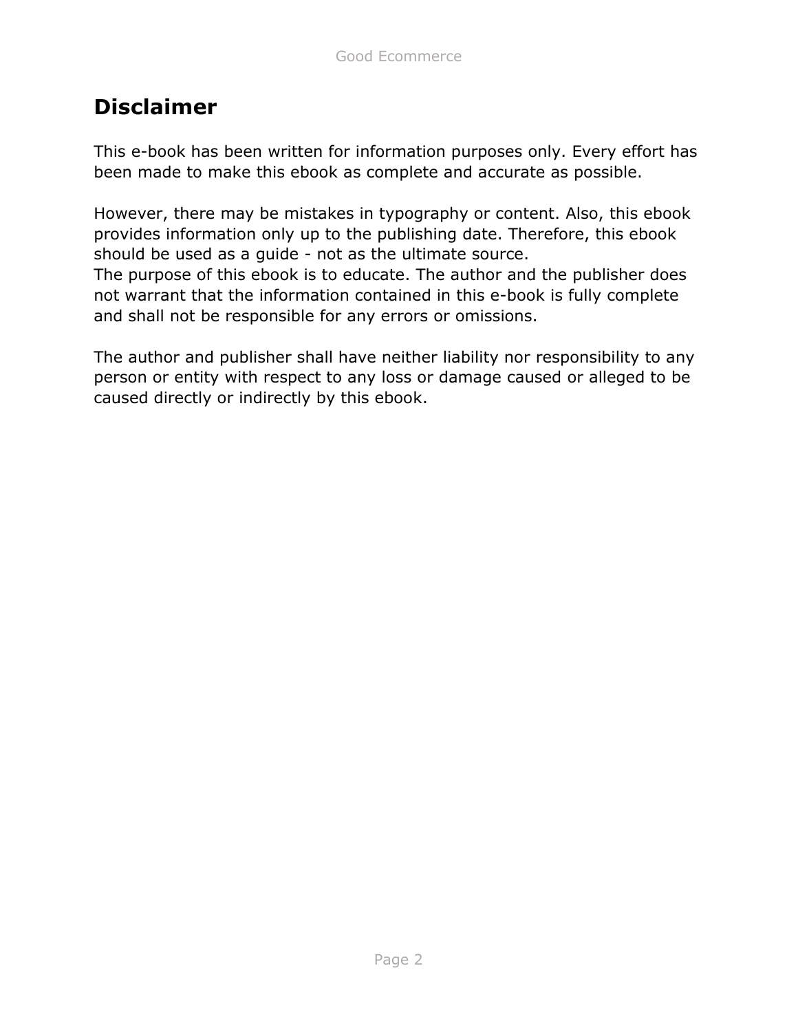# Disclaimer

This e-book has been written for information purposes only. Every effort has been made to make this ebook as complete and accurate as possible.

However, there may be mistakes in typography or content. Also, this ebook provides information only up to the publishing date. Therefore, this ebook should be used as a guide - not as the ultimate source.
The purpose of this ebook is to educate. The author and the publisher does not warrant that the information contained in this e-book is fully complete and shall not be responsible for any errors or omissions.

The author and publisher shall have neither liability nor responsibility to any person or entity with respect to any loss or damage caused or alleged to be caused directly or indirectly by this ebook.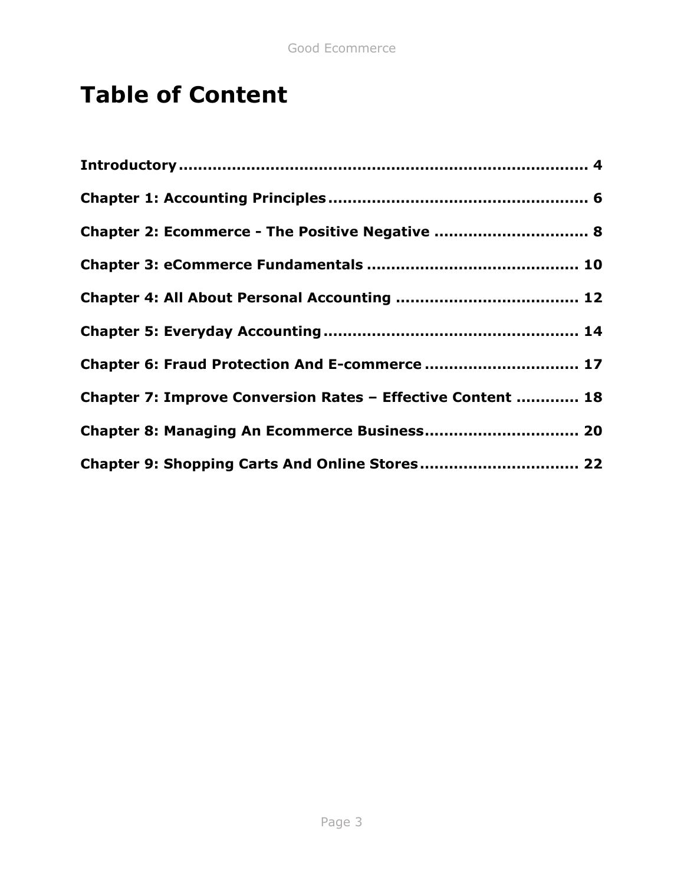# Table of Content

**Introductory ........................................................................ 4**

**Chapter 1: Accounting Principles ..................................................... 6**

**Chapter 2: Ecommerce - The Positive Negative ............................... 8**

**Chapter 3: eCommerce Fundamentals ........................................... 10**

**Chapter 4: All About Personal Accounting ..................................... 12**

**Chapter 5: Everyday Accounting .................................................... 14**

**Chapter 6: Fraud Protection And E-commerce ............................... 17**

**Chapter 7: Improve Conversion Rates – Effective Content ............ 18**

**Chapter 8: Managing An Ecommerce Business............................... 20**

**Chapter 9: Shopping Carts And Online Stores ................................ 22**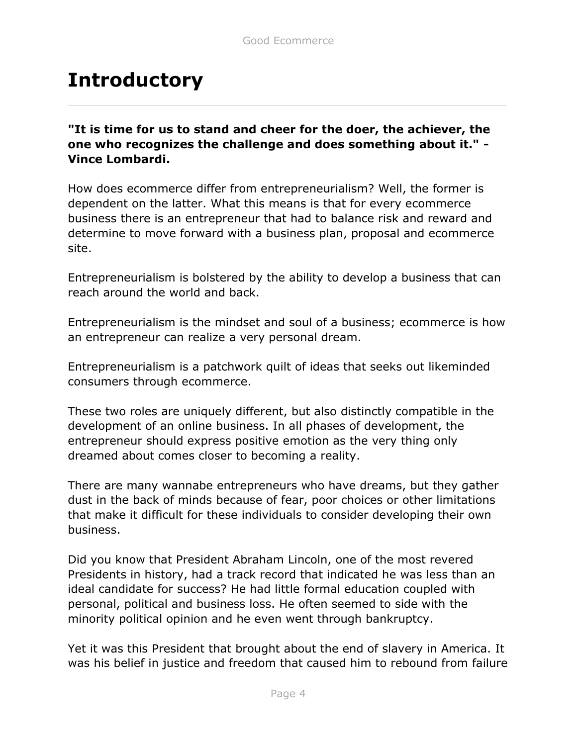# Introductory

**"It is time for us to stand and cheer for the doer, the achiever, the one who recognizes the challenge and does something about it." - Vince Lombardi.**

How does ecommerce differ from entrepreneurialism? Well, the former is dependent on the latter. What this means is that for every ecommerce business there is an entrepreneur that had to balance risk and reward and determine to move forward with a business plan, proposal and ecommerce site.

Entrepreneurialism is bolstered by the ability to develop a business that can reach around the world and back.

Entrepreneurialism is the mindset and soul of a business; ecommerce is how an entrepreneur can realize a very personal dream.

Entrepreneurialism is a patchwork quilt of ideas that seeks out likeminded consumers through ecommerce.

These two roles are uniquely different, but also distinctly compatible in the development of an online business. In all phases of development, the entrepreneur should express positive emotion as the very thing only dreamed about comes closer to becoming a reality.

There are many wannabe entrepreneurs who have dreams, but they gather dust in the back of minds because of fear, poor choices or other limitations that make it difficult for these individuals to consider developing their own business.

Did you know that President Abraham Lincoln, one of the most revered Presidents in history, had a track record that indicated he was less than an ideal candidate for success? He had little formal education coupled with personal, political and business loss. He often seemed to side with the minority political opinion and he even went through bankruptcy.

Yet it was this President that brought about the end of slavery in America. It was his belief in justice and freedom that caused him to rebound from failure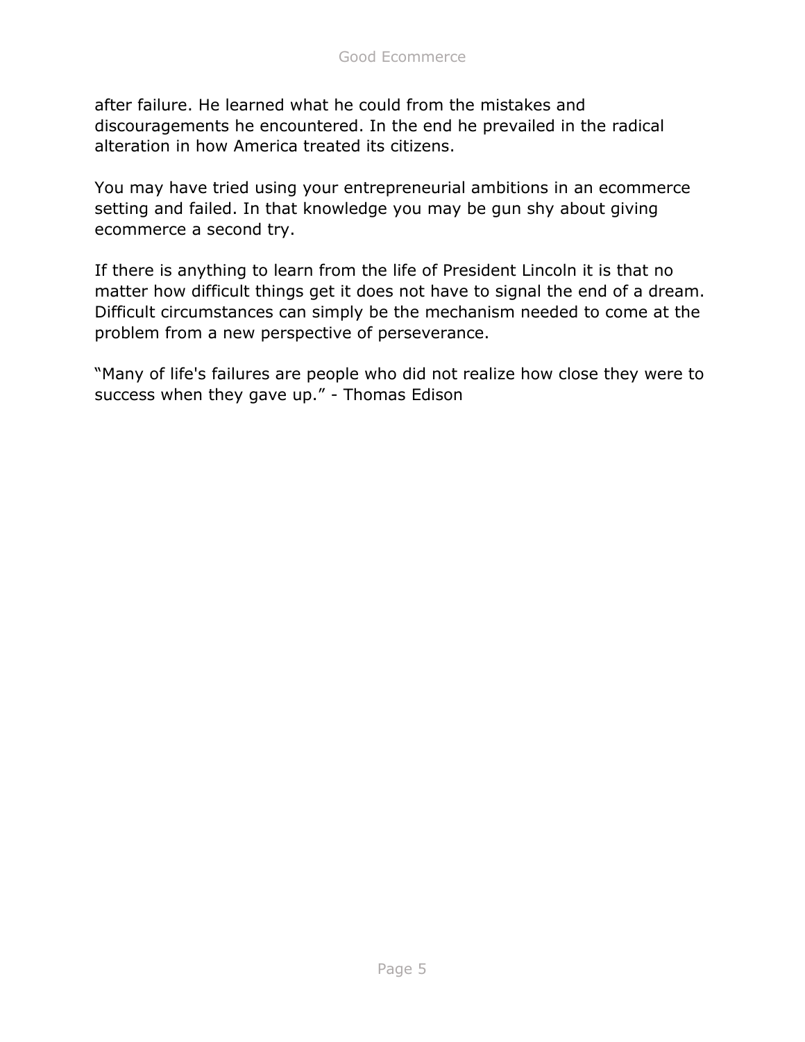after failure. He learned what he could from the mistakes and discouragements he encountered. In the end he prevailed in the radical alteration in how America treated its citizens.

You may have tried using your entrepreneurial ambitions in an ecommerce setting and failed. In that knowledge you may be gun shy about giving ecommerce a second try.

If there is anything to learn from the life of President Lincoln it is that no matter how difficult things get it does not have to signal the end of a dream. Difficult circumstances can simply be the mechanism needed to come at the problem from a new perspective of perseverance.

"Many of life's failures are people who did not realize how close they were to success when they gave up." - Thomas Edison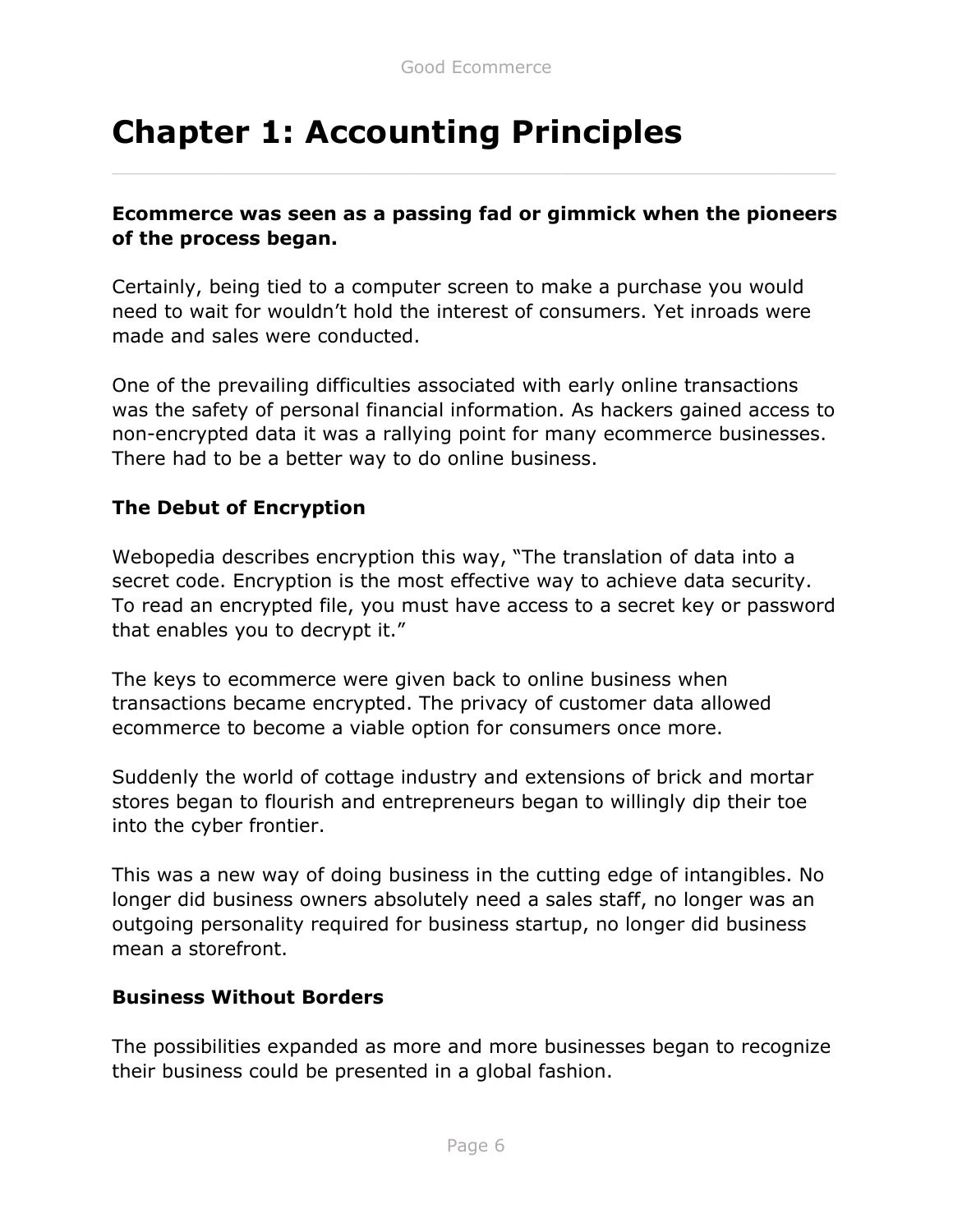# Chapter 1: Accounting Principles

**Ecommerce was seen as a passing fad or gimmick when the pioneers of the process began.**

Certainly, being tied to a computer screen to make a purchase you would need to wait for wouldn't hold the interest of consumers. Yet inroads were made and sales were conducted.

One of the prevailing difficulties associated with early online transactions was the safety of personal financial information. As hackers gained access to non-encrypted data it was a rallying point for many ecommerce businesses. There had to be a better way to do online business.

**The Debut of Encryption**

Webopedia describes encryption this way, "The translation of data into a secret code. Encryption is the most effective way to achieve data security. To read an encrypted file, you must have access to a secret key or password that enables you to decrypt it."

The keys to ecommerce were given back to online business when transactions became encrypted. The privacy of customer data allowed ecommerce to become a viable option for consumers once more.

Suddenly the world of cottage industry and extensions of brick and mortar stores began to flourish and entrepreneurs began to willingly dip their toe into the cyber frontier.

This was a new way of doing business in the cutting edge of intangibles. No longer did business owners absolutely need a sales staff, no longer was an outgoing personality required for business startup, no longer did business mean a storefront.

**Business Without Borders**

The possibilities expanded as more and more businesses began to recognize their business could be presented in a global fashion.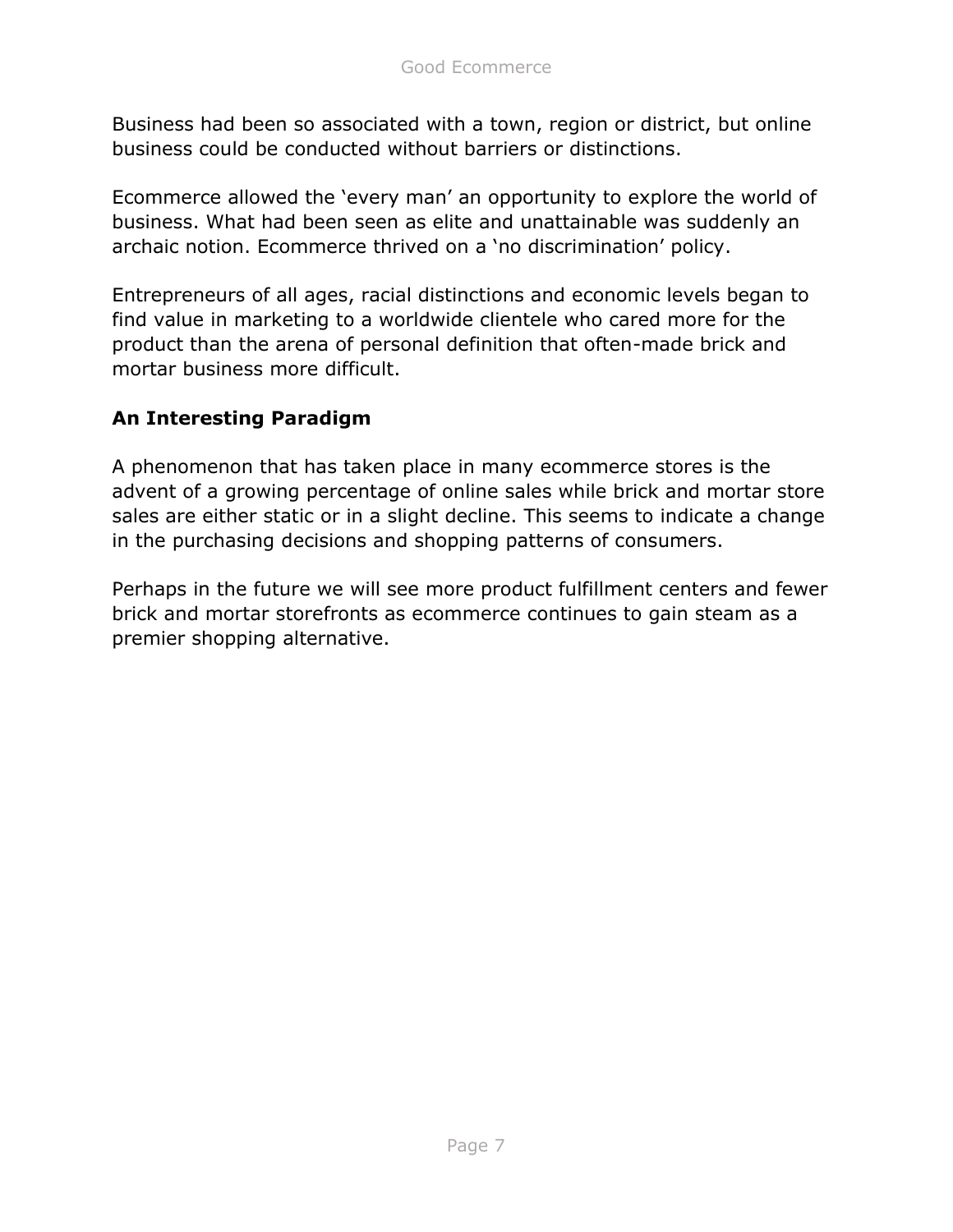Business had been so associated with a town, region or district, but online business could be conducted without barriers or distinctions.

Ecommerce allowed the 'every man' an opportunity to explore the world of business. What had been seen as elite and unattainable was suddenly an archaic notion. Ecommerce thrived on a 'no discrimination' policy.

Entrepreneurs of all ages, racial distinctions and economic levels began to find value in marketing to a worldwide clientele who cared more for the product than the arena of personal definition that often-made brick and mortar business more difficult.

## An Interesting Paradigm

A phenomenon that has taken place in many ecommerce stores is the advent of a growing percentage of online sales while brick and mortar store sales are either static or in a slight decline. This seems to indicate a change in the purchasing decisions and shopping patterns of consumers.

Perhaps in the future we will see more product fulfillment centers and fewer brick and mortar storefronts as ecommerce continues to gain steam as a premier shopping alternative.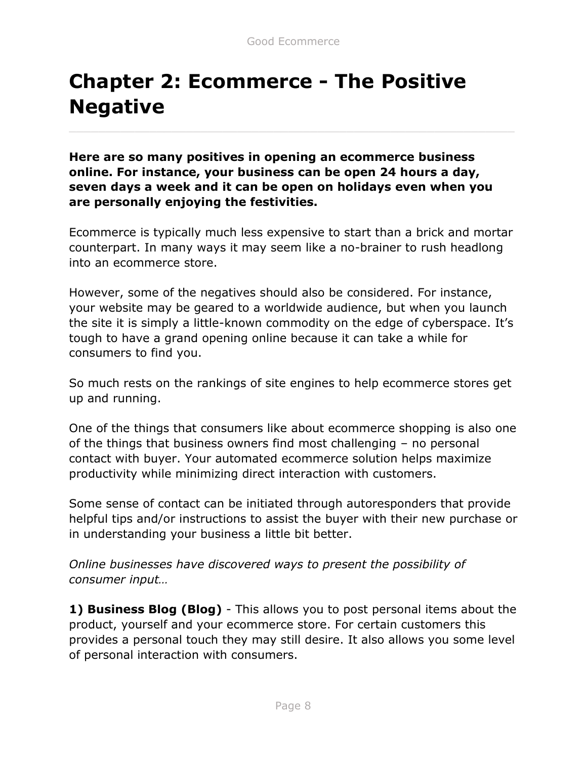# Chapter 2: Ecommerce - The Positive Negative

**Here are so many positives in opening an ecommerce business online. For instance, your business can be open 24 hours a day, seven days a week and it can be open on holidays even when you are personally enjoying the festivities.**

Ecommerce is typically much less expensive to start than a brick and mortar counterpart. In many ways it may seem like a no-brainer to rush headlong into an ecommerce store.

However, some of the negatives should also be considered. For instance, your website may be geared to a worldwide audience, but when you launch the site it is simply a little-known commodity on the edge of cyberspace. It's tough to have a grand opening online because it can take a while for consumers to find you.

So much rests on the rankings of site engines to help ecommerce stores get up and running.

One of the things that consumers like about ecommerce shopping is also one of the things that business owners find most challenging – no personal contact with buyer. Your automated ecommerce solution helps maximize productivity while minimizing direct interaction with customers.

Some sense of contact can be initiated through autoresponders that provide helpful tips and/or instructions to assist the buyer with their new purchase or in understanding your business a little bit better.

*Online businesses have discovered ways to present the possibility of consumer input…*

**1) Business Blog (Blog)** - This allows you to post personal items about the product, yourself and your ecommerce store. For certain customers this provides a personal touch they may still desire. It also allows you some level of personal interaction with consumers.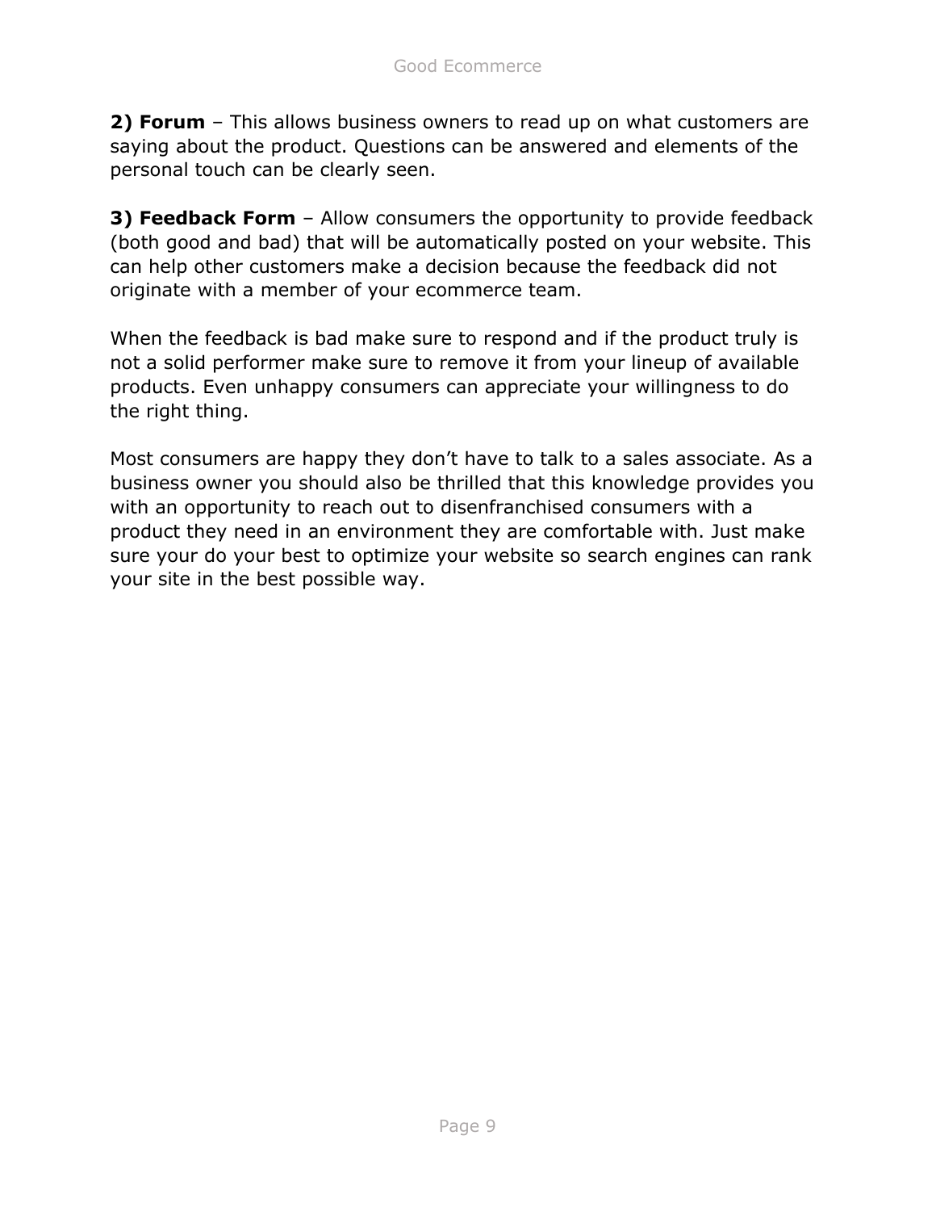**2) Forum** – This allows business owners to read up on what customers are saying about the product. Questions can be answered and elements of the personal touch can be clearly seen.

**3) Feedback Form** – Allow consumers the opportunity to provide feedback (both good and bad) that will be automatically posted on your website. This can help other customers make a decision because the feedback did not originate with a member of your ecommerce team.

When the feedback is bad make sure to respond and if the product truly is not a solid performer make sure to remove it from your lineup of available products. Even unhappy consumers can appreciate your willingness to do the right thing.

Most consumers are happy they don't have to talk to a sales associate. As a business owner you should also be thrilled that this knowledge provides you with an opportunity to reach out to disenfranchised consumers with a product they need in an environment they are comfortable with. Just make sure your do your best to optimize your website so search engines can rank your site in the best possible way.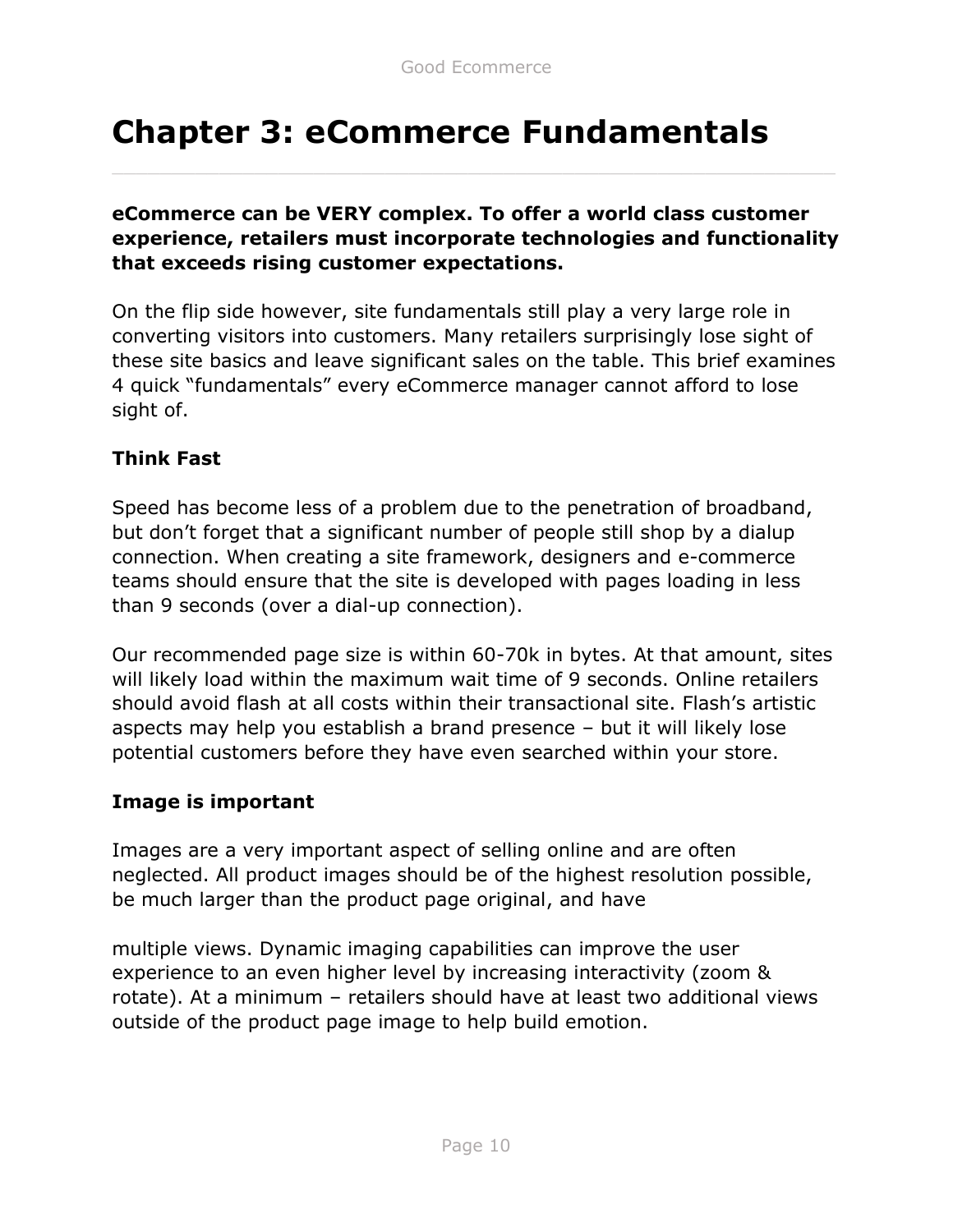# Chapter 3: eCommerce Fundamentals

**eCommerce can be VERY complex. To offer a world class customer experience, retailers must incorporate technologies and functionality that exceeds rising customer expectations.**

On the flip side however, site fundamentals still play a very large role in converting visitors into customers. Many retailers surprisingly lose sight of these site basics and leave significant sales on the table. This brief examines 4 quick "fundamentals" every eCommerce manager cannot afford to lose sight of.

**Think Fast**

Speed has become less of a problem due to the penetration of broadband, but don't forget that a significant number of people still shop by a dialup connection. When creating a site framework, designers and e-commerce teams should ensure that the site is developed with pages loading in less than 9 seconds (over a dial-up connection).

Our recommended page size is within 60-70k in bytes. At that amount, sites will likely load within the maximum wait time of 9 seconds. Online retailers should avoid flash at all costs within their transactional site. Flash's artistic aspects may help you establish a brand presence – but it will likely lose potential customers before they have even searched within your store.

**Image is important**

Images are a very important aspect of selling online and are often neglected. All product images should be of the highest resolution possible, be much larger than the product page original, and have multiple views. Dynamic imaging capabilities can improve the user experience to an even higher level by increasing interactivity (zoom & rotate). At a minimum – retailers should have at least two additional views outside of the product page image to help build emotion.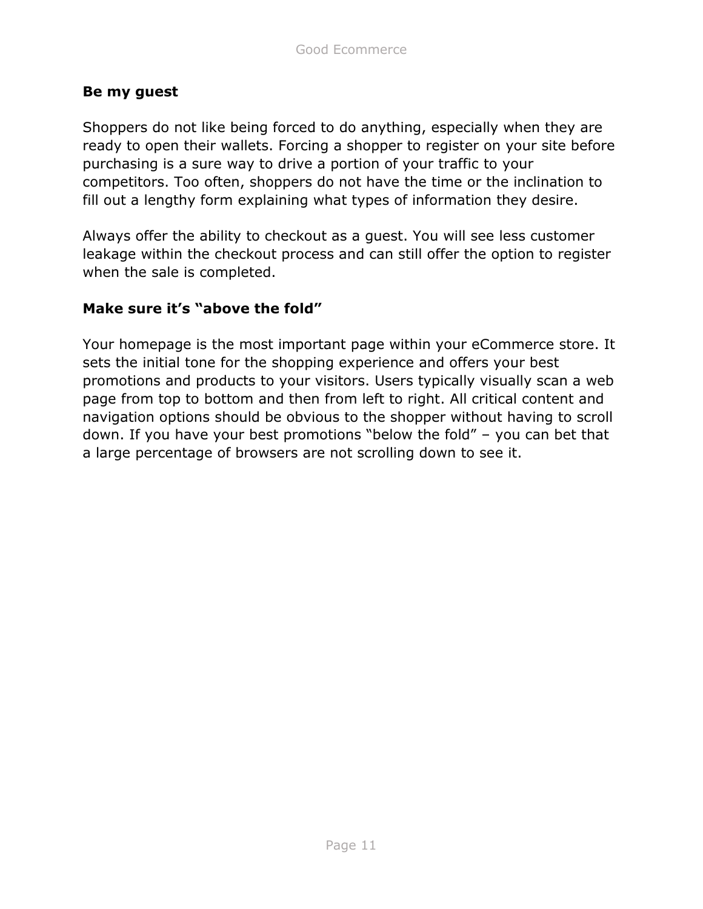**Be my guest**

Shoppers do not like being forced to do anything, especially when they are ready to open their wallets. Forcing a shopper to register on your site before purchasing is a sure way to drive a portion of your traffic to your competitors. Too often, shoppers do not have the time or the inclination to fill out a lengthy form explaining what types of information they desire.

Always offer the ability to checkout as a guest. You will see less customer leakage within the checkout process and can still offer the option to register when the sale is completed.

**Make sure it's "above the fold"**

Your homepage is the most important page within your eCommerce store. It sets the initial tone for the shopping experience and offers your best promotions and products to your visitors. Users typically visually scan a web page from top to bottom and then from left to right. All critical content and navigation options should be obvious to the shopper without having to scroll down. If you have your best promotions "below the fold" – you can bet that a large percentage of browsers are not scrolling down to see it.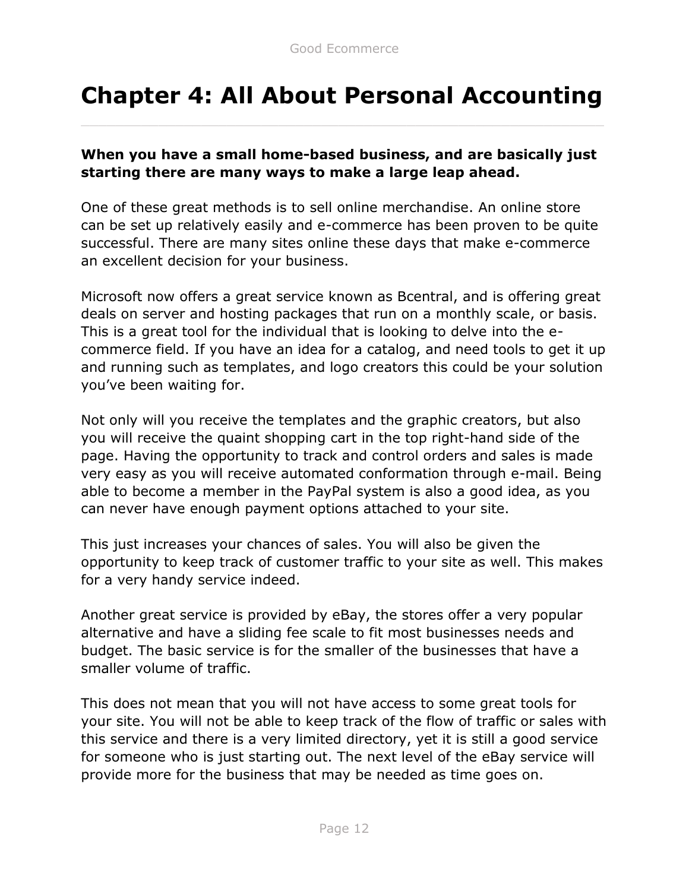# Chapter 4: All About Personal Accounting

**When you have a small home-based business, and are basically just starting there are many ways to make a large leap ahead.**

One of these great methods is to sell online merchandise. An online store can be set up relatively easily and e-commerce has been proven to be quite successful. There are many sites online these days that make e-commerce an excellent decision for your business.

Microsoft now offers a great service known as Bcentral, and is offering great deals on server and hosting packages that run on a monthly scale, or basis. This is a great tool for the individual that is looking to delve into the e-commerce field. If you have an idea for a catalog, and need tools to get it up and running such as templates, and logo creators this could be your solution you've been waiting for.

Not only will you receive the templates and the graphic creators, but also you will receive the quaint shopping cart in the top right-hand side of the page. Having the opportunity to track and control orders and sales is made very easy as you will receive automated conformation through e-mail. Being able to become a member in the PayPal system is also a good idea, as you can never have enough payment options attached to your site.

This just increases your chances of sales. You will also be given the opportunity to keep track of customer traffic to your site as well. This makes for a very handy service indeed.

Another great service is provided by eBay, the stores offer a very popular alternative and have a sliding fee scale to fit most businesses needs and budget. The basic service is for the smaller of the businesses that have a smaller volume of traffic.

This does not mean that you will not have access to some great tools for your site. You will not be able to keep track of the flow of traffic or sales with this service and there is a very limited directory, yet it is still a good service for someone who is just starting out. The next level of the eBay service will provide more for the business that may be needed as time goes on.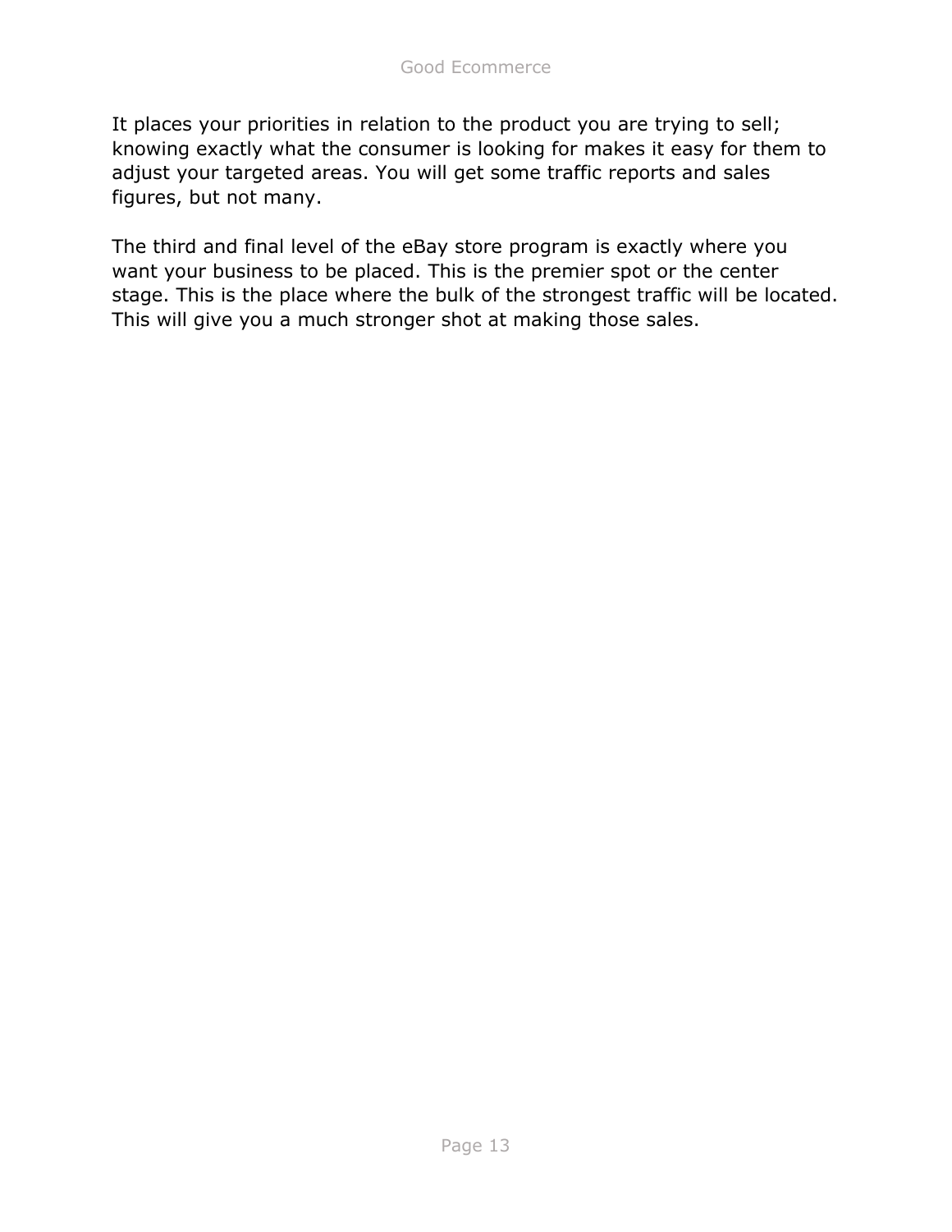It places your priorities in relation to the product you are trying to sell; knowing exactly what the consumer is looking for makes it easy for them to adjust your targeted areas. You will get some traffic reports and sales figures, but not many.

The third and final level of the eBay store program is exactly where you want your business to be placed. This is the premier spot or the center stage. This is the place where the bulk of the strongest traffic will be located. This will give you a much stronger shot at making those sales.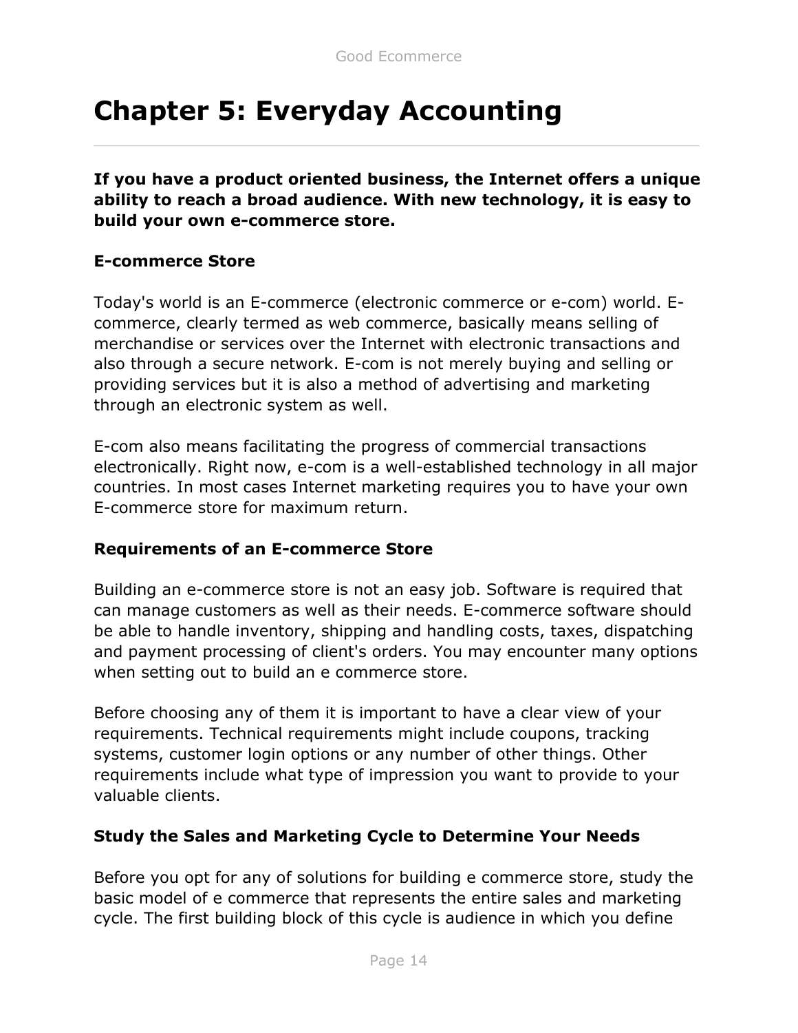# Chapter 5: Everyday Accounting

**If you have a product oriented business, the Internet offers a unique ability to reach a broad audience. With new technology, it is easy to build your own e-commerce store.**

### E-commerce Store

Today's world is an E-commerce (electronic commerce or e-com) world. E-commerce, clearly termed as web commerce, basically means selling of merchandise or services over the Internet with electronic transactions and also through a secure network. E-com is not merely buying and selling or providing services but it is also a method of advertising and marketing through an electronic system as well.

E-com also means facilitating the progress of commercial transactions electronically. Right now, e-com is a well-established technology in all major countries. In most cases Internet marketing requires you to have your own E-commerce store for maximum return.

### Requirements of an E-commerce Store

Building an e-commerce store is not an easy job. Software is required that can manage customers as well as their needs. E-commerce software should be able to handle inventory, shipping and handling costs, taxes, dispatching and payment processing of client's orders. You may encounter many options when setting out to build an e commerce store.

Before choosing any of them it is important to have a clear view of your requirements. Technical requirements might include coupons, tracking systems, customer login options or any number of other things. Other requirements include what type of impression you want to provide to your valuable clients.

### Study the Sales and Marketing Cycle to Determine Your Needs

Before you opt for any of solutions for building e commerce store, study the basic model of e commerce that represents the entire sales and marketing cycle. The first building block of this cycle is audience in which you define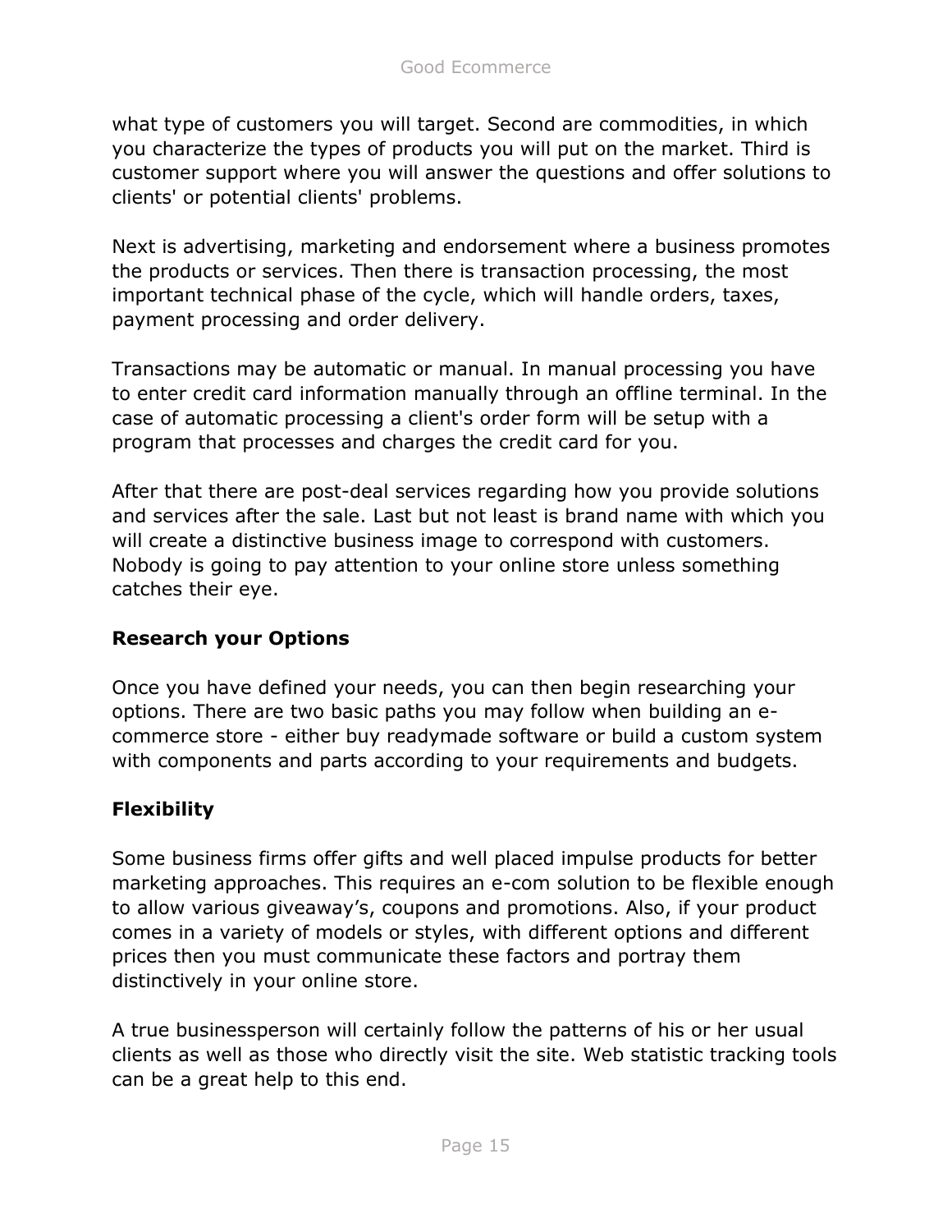what type of customers you will target. Second are commodities, in which you characterize the types of products you will put on the market. Third is customer support where you will answer the questions and offer solutions to clients' or potential clients' problems.

Next is advertising, marketing and endorsement where a business promotes the products or services. Then there is transaction processing, the most important technical phase of the cycle, which will handle orders, taxes, payment processing and order delivery.

Transactions may be automatic or manual. In manual processing you have to enter credit card information manually through an offline terminal. In the case of automatic processing a client's order form will be setup with a program that processes and charges the credit card for you.

After that there are post-deal services regarding how you provide solutions and services after the sale. Last but not least is brand name with which you will create a distinctive business image to correspond with customers. Nobody is going to pay attention to your online store unless something catches their eye.

**Research your Options**

Once you have defined your needs, you can then begin researching your options. There are two basic paths you may follow when building an e-commerce store - either buy readymade software or build a custom system with components and parts according to your requirements and budgets.

**Flexibility**

Some business firms offer gifts and well placed impulse products for better marketing approaches. This requires an e-com solution to be flexible enough to allow various giveaway's, coupons and promotions. Also, if your product comes in a variety of models or styles, with different options and different prices then you must communicate these factors and portray them distinctively in your online store.

A true businessperson will certainly follow the patterns of his or her usual clients as well as those who directly visit the site. Web statistic tracking tools can be a great help to this end.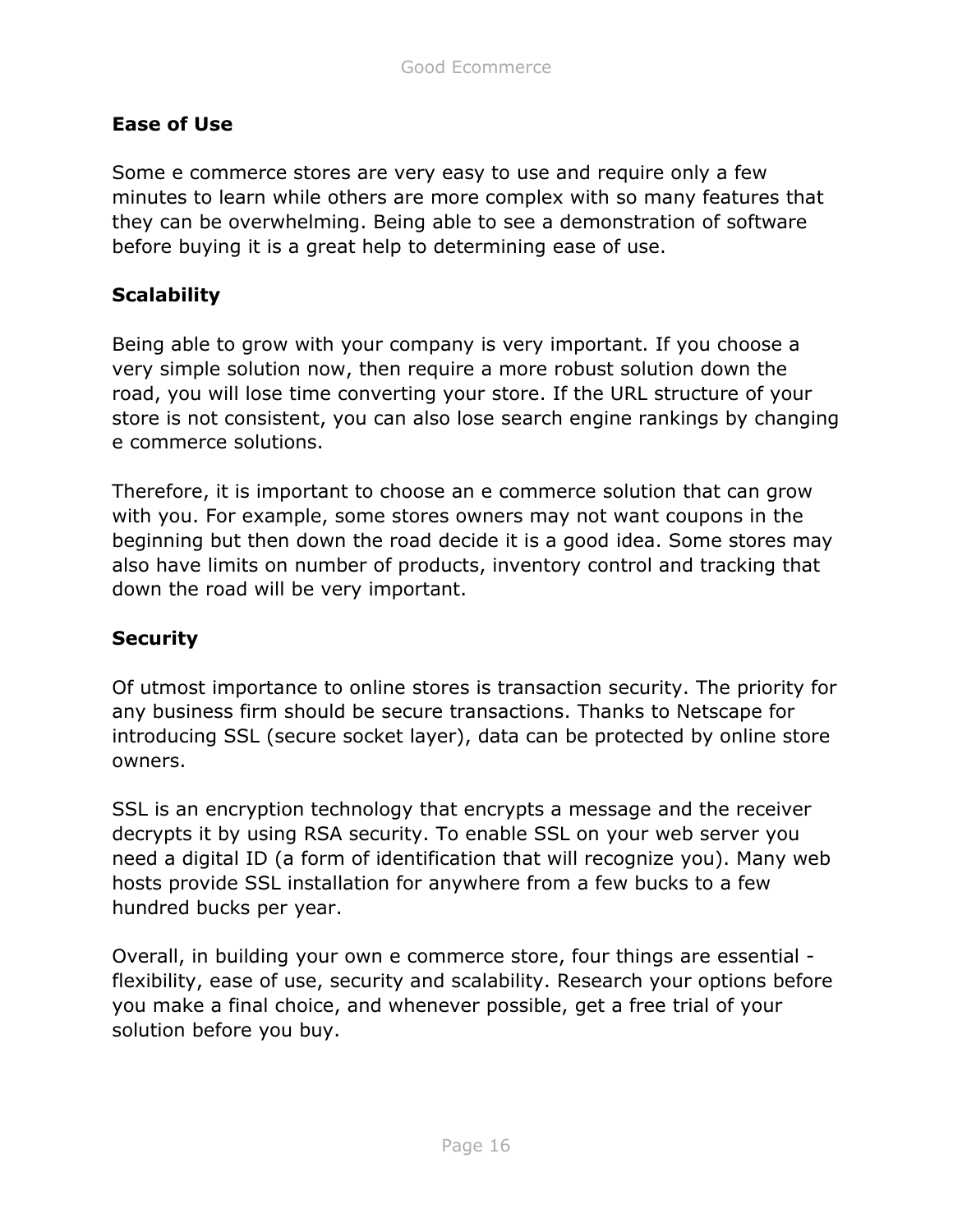## Ease of Use

Some e commerce stores are very easy to use and require only a few minutes to learn while others are more complex with so many features that they can be overwhelming. Being able to see a demonstration of software before buying it is a great help to determining ease of use.

## Scalability

Being able to grow with your company is very important. If you choose a very simple solution now, then require a more robust solution down the road, you will lose time converting your store. If the URL structure of your store is not consistent, you can also lose search engine rankings by changing e commerce solutions.

Therefore, it is important to choose an e commerce solution that can grow with you. For example, some stores owners may not want coupons in the beginning but then down the road decide it is a good idea. Some stores may also have limits on number of products, inventory control and tracking that down the road will be very important.

## Security

Of utmost importance to online stores is transaction security. The priority for any business firm should be secure transactions. Thanks to Netscape for introducing SSL (secure socket layer), data can be protected by online store owners.

SSL is an encryption technology that encrypts a message and the receiver decrypts it by using RSA security. To enable SSL on your web server you need a digital ID (a form of identification that will recognize you). Many web hosts provide SSL installation for anywhere from a few bucks to a few hundred bucks per year.

Overall, in building your own e commerce store, four things are essential - flexibility, ease of use, security and scalability. Research your options before you make a final choice, and whenever possible, get a free trial of your solution before you buy.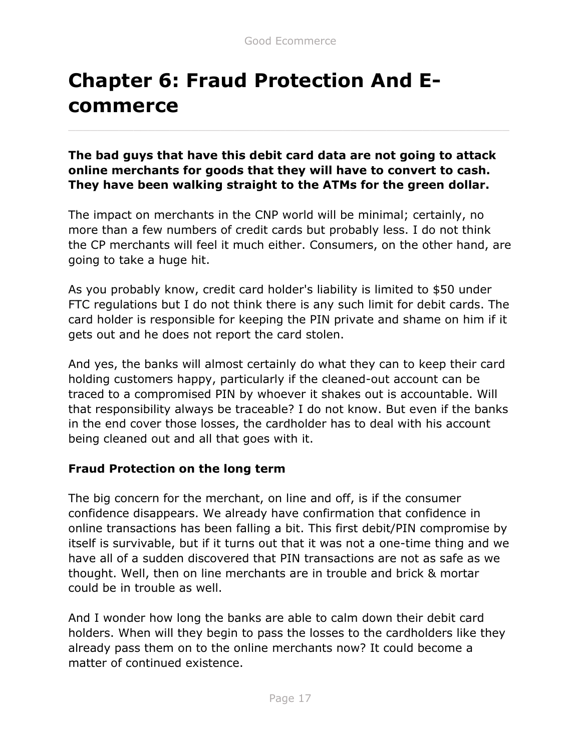# Chapter 6: Fraud Protection And E-commerce

**The bad guys that have this debit card data are not going to attack online merchants for goods that they will have to convert to cash. They have been walking straight to the ATMs for the green dollar.**

The impact on merchants in the CNP world will be minimal; certainly, no more than a few numbers of credit cards but probably less. I do not think the CP merchants will feel it much either. Consumers, on the other hand, are going to take a huge hit.

As you probably know, credit card holder's liability is limited to $50 under FTC regulations but I do not think there is any such limit for debit cards. The card holder is responsible for keeping the PIN private and shame on him if it gets out and he does not report the card stolen.

And yes, the banks will almost certainly do what they can to keep their card holding customers happy, particularly if the cleaned-out account can be traced to a compromised PIN by whoever it shakes out is accountable. Will that responsibility always be traceable? I do not know. But even if the banks in the end cover those losses, the cardholder has to deal with his account being cleaned out and all that goes with it.

**Fraud Protection on the long term**

The big concern for the merchant, on line and off, is if the consumer confidence disappears. We already have confirmation that confidence in online transactions has been falling a bit. This first debit/PIN compromise by itself is survivable, but if it turns out that it was not a one-time thing and we have all of a sudden discovered that PIN transactions are not as safe as we thought. Well, then on line merchants are in trouble and brick & mortar could be in trouble as well.

And I wonder how long the banks are able to calm down their debit card holders. When will they begin to pass the losses to the cardholders like they already pass them on to the online merchants now? It could become a matter of continued existence.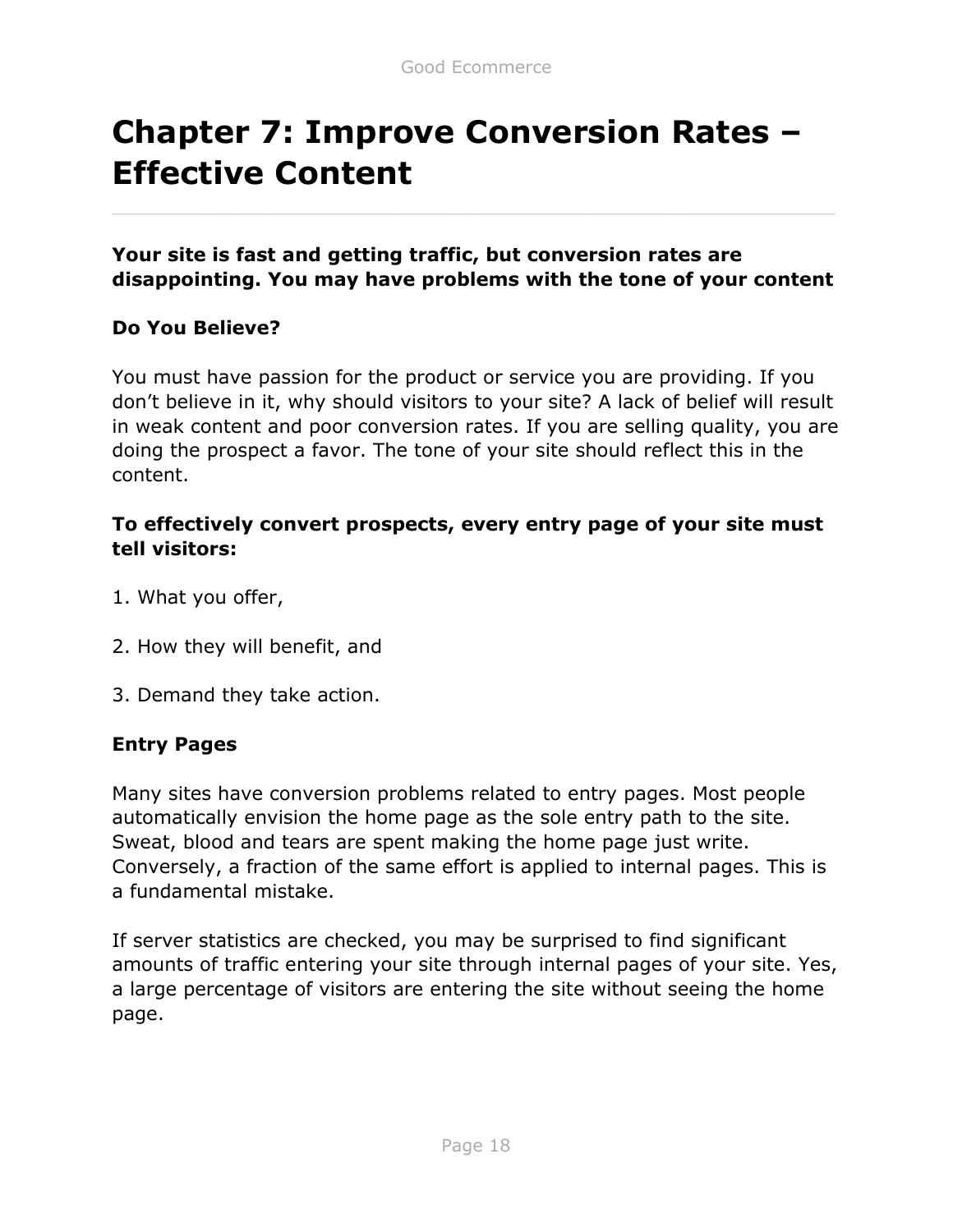# Chapter 7: Improve Conversion Rates – Effective Content

**Your site is fast and getting traffic, but conversion rates are disappointing. You may have problems with the tone of your content**

**Do You Believe?**

You must have passion for the product or service you are providing. If you don't believe in it, why should visitors to your site? A lack of belief will result in weak content and poor conversion rates. If you are selling quality, you are doing the prospect a favor. The tone of your site should reflect this in the content.

**To effectively convert prospects, every entry page of your site must tell visitors:**

1. What you offer,

2. How they will benefit, and

3. Demand they take action.

**Entry Pages**

Many sites have conversion problems related to entry pages. Most people automatically envision the home page as the sole entry path to the site. Sweat, blood and tears are spent making the home page just write. Conversely, a fraction of the same effort is applied to internal pages. This is a fundamental mistake.

If server statistics are checked, you may be surprised to find significant amounts of traffic entering your site through internal pages of your site. Yes, a large percentage of visitors are entering the site without seeing the home page.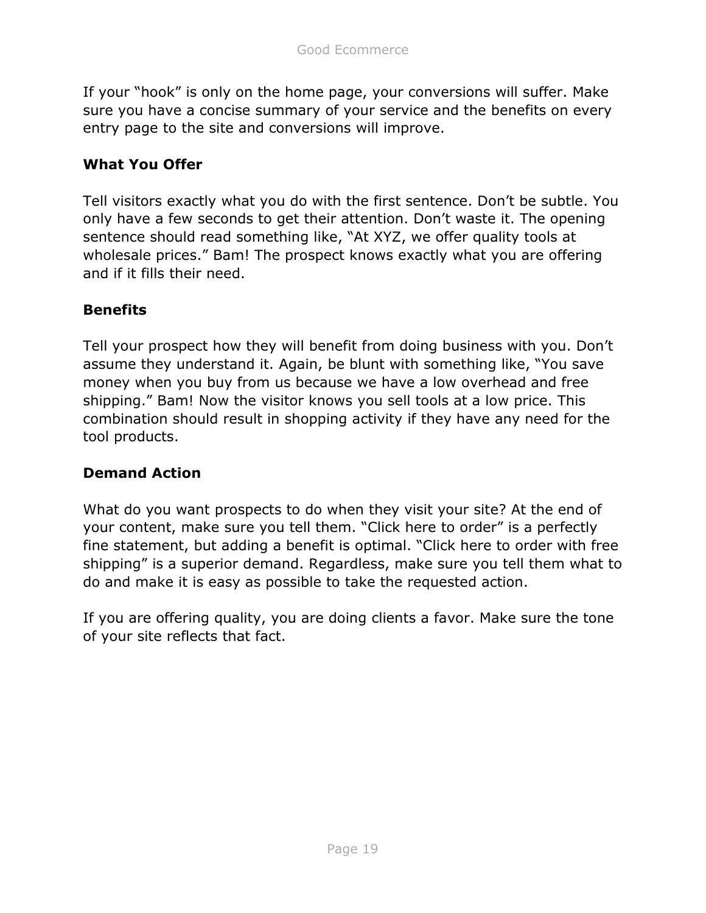If your “hook” is only on the home page, your conversions will suffer. Make sure you have a concise summary of your service and the benefits on every entry page to the site and conversions will improve.

**What You Offer**

Tell visitors exactly what you do with the first sentence. Don’t be subtle. You only have a few seconds to get their attention. Don’t waste it. The opening sentence should read something like, “At XYZ, we offer quality tools at wholesale prices.” Bam! The prospect knows exactly what you are offering and if it fills their need.

**Benefits**

Tell your prospect how they will benefit from doing business with you. Don’t assume they understand it. Again, be blunt with something like, “You save money when you buy from us because we have a low overhead and free shipping.” Bam! Now the visitor knows you sell tools at a low price. This combination should result in shopping activity if they have any need for the tool products.

**Demand Action**

What do you want prospects to do when they visit your site? At the end of your content, make sure you tell them. “Click here to order” is a perfectly fine statement, but adding a benefit is optimal. “Click here to order with free shipping” is a superior demand. Regardless, make sure you tell them what to do and make it is easy as possible to take the requested action.

If you are offering quality, you are doing clients a favor. Make sure the tone of your site reflects that fact.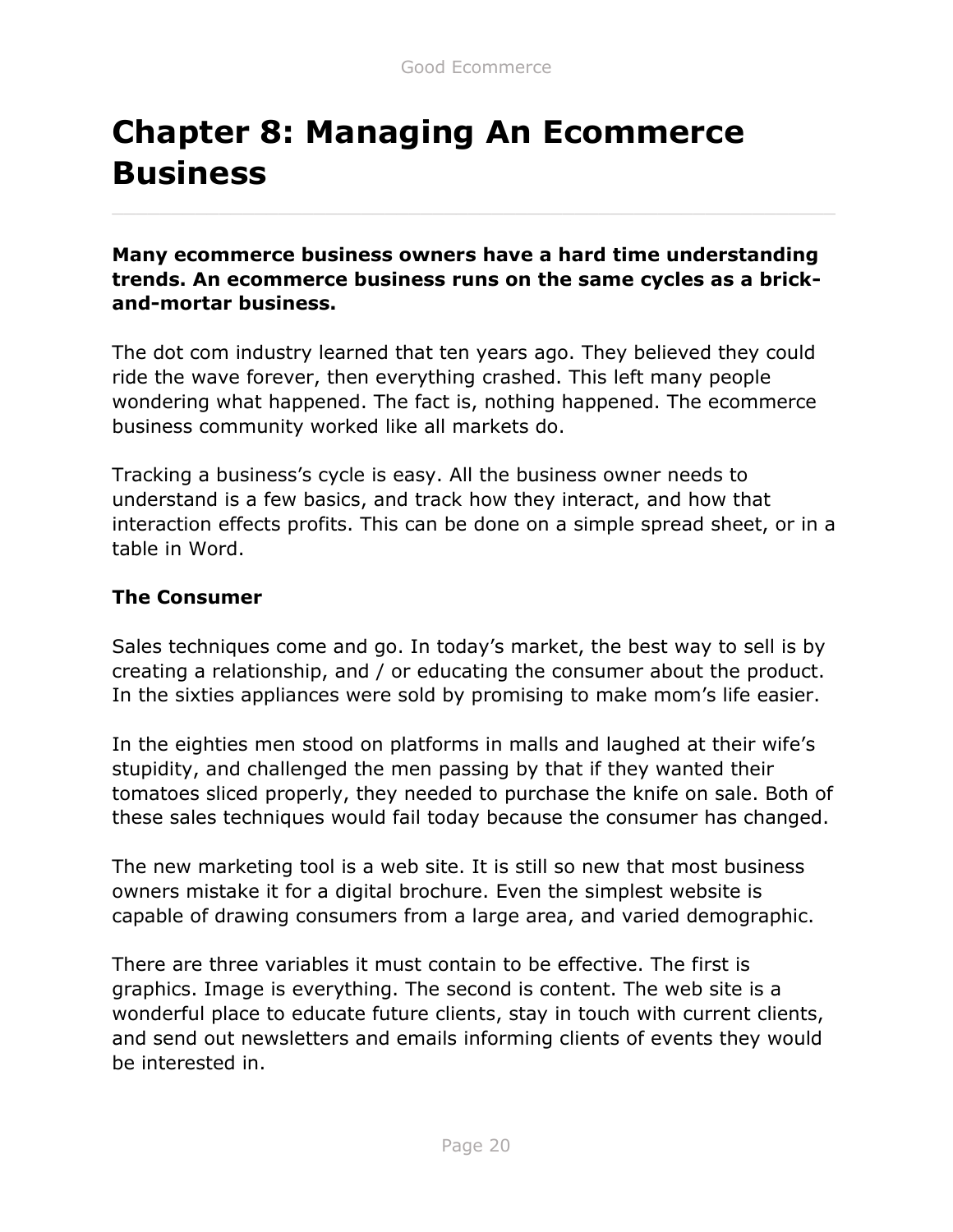# Chapter 8: Managing An Ecommerce Business

**Many ecommerce business owners have a hard time understanding trends. An ecommerce business runs on the same cycles as a brick-and-mortar business.**

The dot com industry learned that ten years ago. They believed they could ride the wave forever, then everything crashed. This left many people wondering what happened. The fact is, nothing happened. The ecommerce business community worked like all markets do.

Tracking a business's cycle is easy. All the business owner needs to understand is a few basics, and track how they interact, and how that interaction effects profits. This can be done on a simple spread sheet, or in a table in Word.

**The Consumer**

Sales techniques come and go. In today's market, the best way to sell is by creating a relationship, and / or educating the consumer about the product. In the sixties appliances were sold by promising to make mom's life easier.

In the eighties men stood on platforms in malls and laughed at their wife's stupidity, and challenged the men passing by that if they wanted their tomatoes sliced properly, they needed to purchase the knife on sale. Both of these sales techniques would fail today because the consumer has changed.

The new marketing tool is a web site. It is still so new that most business owners mistake it for a digital brochure. Even the simplest website is capable of drawing consumers from a large area, and varied demographic.

There are three variables it must contain to be effective. The first is graphics. Image is everything. The second is content. The web site is a wonderful place to educate future clients, stay in touch with current clients, and send out newsletters and emails informing clients of events they would be interested in.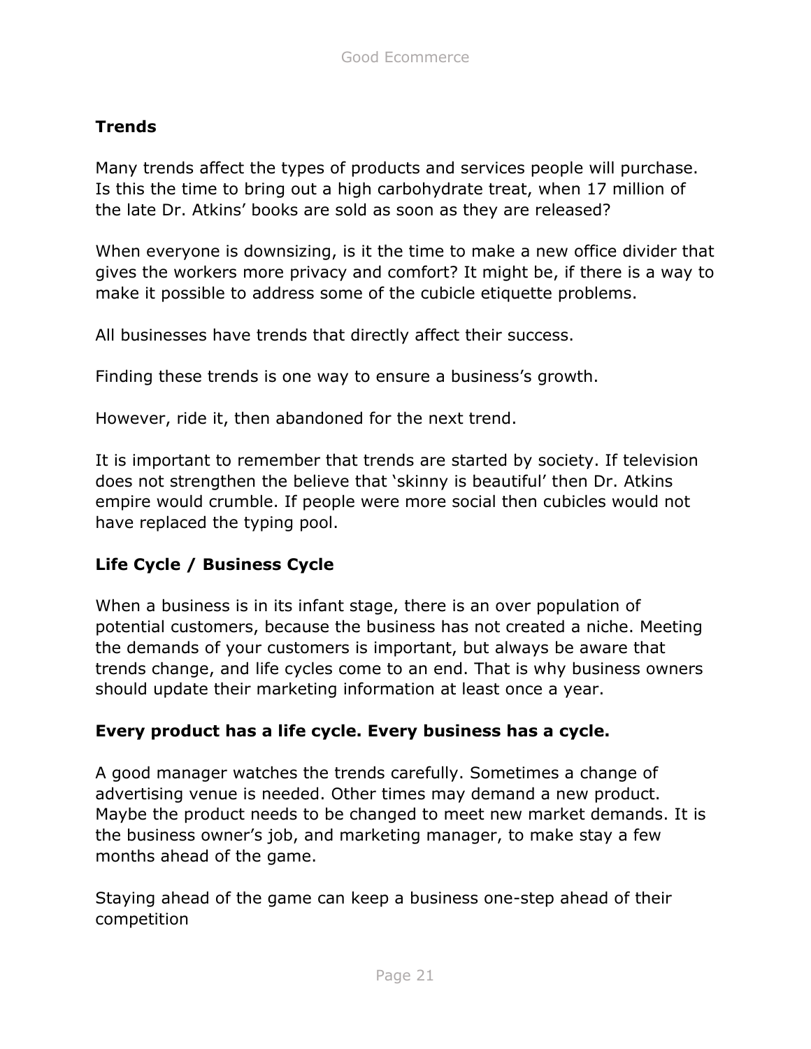**Trends**

Many trends affect the types of products and services people will purchase. Is this the time to bring out a high carbohydrate treat, when 17 million of the late Dr. Atkins' books are sold as soon as they are released?

When everyone is downsizing, is it the time to make a new office divider that gives the workers more privacy and comfort? It might be, if there is a way to make it possible to address some of the cubicle etiquette problems.

All businesses have trends that directly affect their success.

Finding these trends is one way to ensure a business's growth.

However, ride it, then abandoned for the next trend.

It is important to remember that trends are started by society. If television does not strengthen the believe that 'skinny is beautiful' then Dr. Atkins empire would crumble. If people were more social then cubicles would not have replaced the typing pool.

**Life Cycle / Business Cycle**

When a business is in its infant stage, there is an over population of potential customers, because the business has not created a niche. Meeting the demands of your customers is important, but always be aware that trends change, and life cycles come to an end. That is why business owners should update their marketing information at least once a year.

**Every product has a life cycle. Every business has a cycle.**

A good manager watches the trends carefully. Sometimes a change of advertising venue is needed. Other times may demand a new product. Maybe the product needs to be changed to meet new market demands. It is the business owner's job, and marketing manager, to make stay a few months ahead of the game.

Staying ahead of the game can keep a business one-step ahead of their competition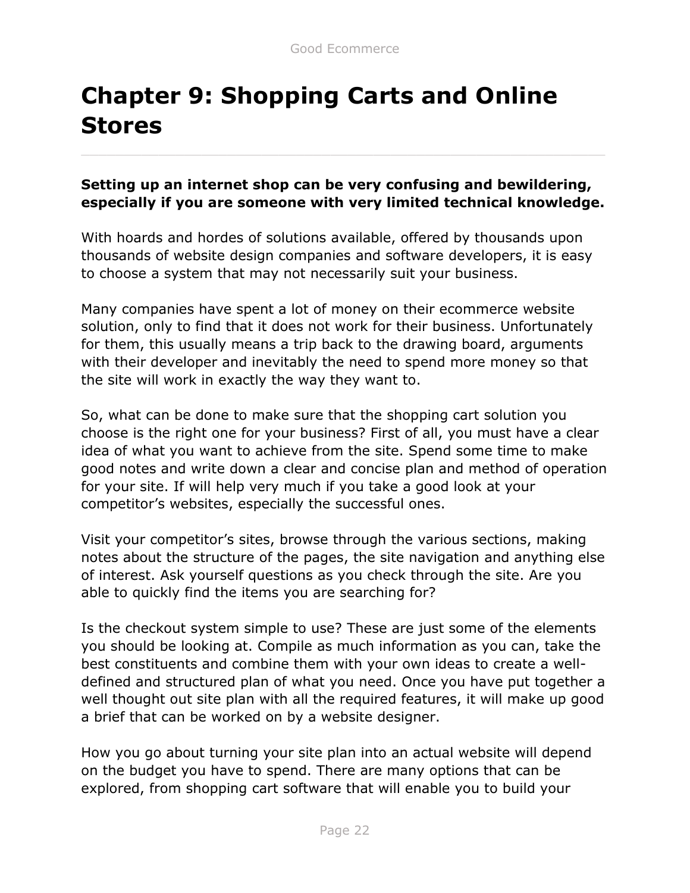# Chapter 9: Shopping Carts and Online Stores

**Setting up an internet shop can be very confusing and bewildering, especially if you are someone with very limited technical knowledge.**

With hoards and hordes of solutions available, offered by thousands upon thousands of website design companies and software developers, it is easy to choose a system that may not necessarily suit your business.

Many companies have spent a lot of money on their ecommerce website solution, only to find that it does not work for their business. Unfortunately for them, this usually means a trip back to the drawing board, arguments with their developer and inevitably the need to spend more money so that the site will work in exactly the way they want to.

So, what can be done to make sure that the shopping cart solution you choose is the right one for your business? First of all, you must have a clear idea of what you want to achieve from the site. Spend some time to make good notes and write down a clear and concise plan and method of operation for your site. If will help very much if you take a good look at your competitor's websites, especially the successful ones.

Visit your competitor's sites, browse through the various sections, making notes about the structure of the pages, the site navigation and anything else of interest. Ask yourself questions as you check through the site. Are you able to quickly find the items you are searching for?

Is the checkout system simple to use? These are just some of the elements you should be looking at. Compile as much information as you can, take the best constituents and combine them with your own ideas to create a well-defined and structured plan of what you need. Once you have put together a well thought out site plan with all the required features, it will make up good a brief that can be worked on by a website designer.

How you go about turning your site plan into an actual website will depend on the budget you have to spend. There are many options that can be explored, from shopping cart software that will enable you to build your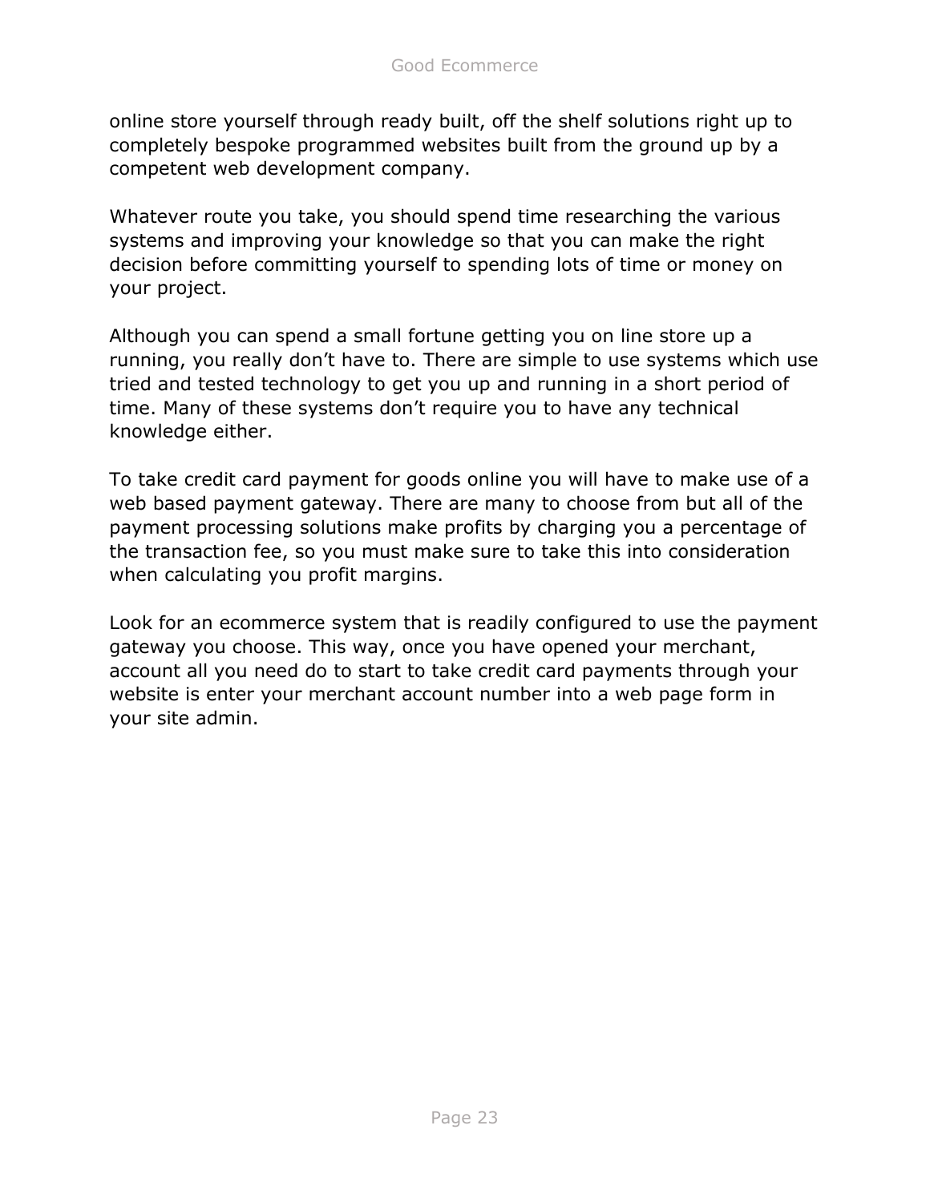online store yourself through ready built, off the shelf solutions right up to completely bespoke programmed websites built from the ground up by a competent web development company.

Whatever route you take, you should spend time researching the various systems and improving your knowledge so that you can make the right decision before committing yourself to spending lots of time or money on your project.

Although you can spend a small fortune getting you on line store up a running, you really don't have to. There are simple to use systems which use tried and tested technology to get you up and running in a short period of time. Many of these systems don't require you to have any technical knowledge either.

To take credit card payment for goods online you will have to make use of a web based payment gateway. There are many to choose from but all of the payment processing solutions make profits by charging you a percentage of the transaction fee, so you must make sure to take this into consideration when calculating you profit margins.

Look for an ecommerce system that is readily configured to use the payment gateway you choose. This way, once you have opened your merchant, account all you need do to start to take credit card payments through your website is enter your merchant account number into a web page form in your site admin.